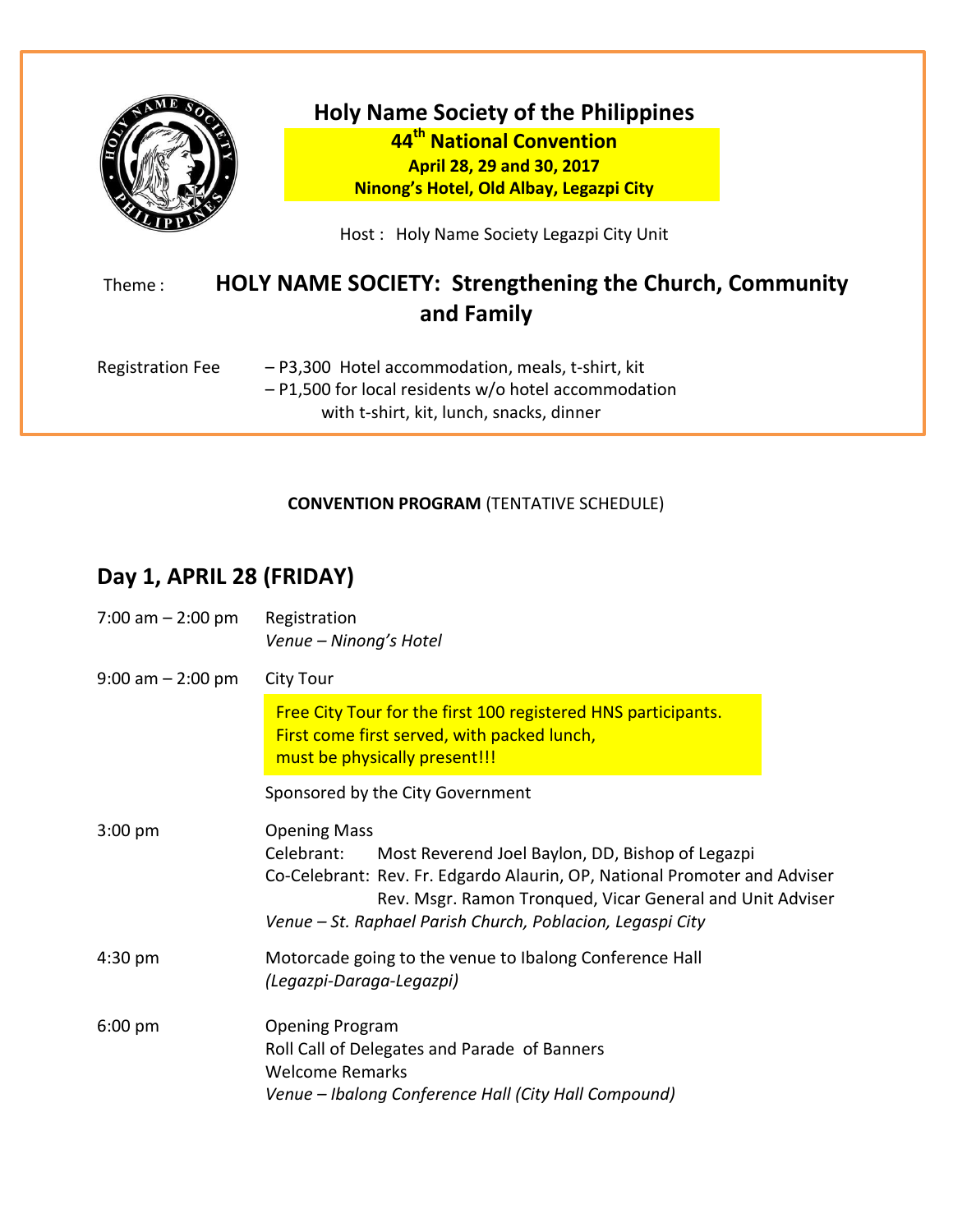# Holy Name Society of the Philippines

**44th National Convention**
**April 28, 29 and 30, 2017**
**Ninong's Hotel, Old Albay, Legazpi City**

Host : Holy Name Society Legazpi City Unit

Theme : **HOLY NAME SOCIETY: Strengthening the Church, Community and Family**

Registration Fee – P3,300 Hotel accommodation, meals, t-shirt, kit
– P1,500 for local residents w/o hotel accommodation with t-shirt, kit, lunch, snacks, dinner

**CONVENTION PROGRAM** (TENTATIVE SCHEDULE)

## Day 1, APRIL 28 (FRIDAY)

**7:00 am – 2:00 pm** Registration
*Venue – Ninong's Hotel*

**9:00 am – 2:00 pm** City Tour

Free City Tour for the first 100 registered HNS participants.
First come first served, with packed lunch,
must be physically present!!!

Sponsored by the City Government

**3:00 pm** Opening Mass
Celebrant: Most Reverend Joel Baylon, DD, Bishop of Legazpi
Co-Celebrant: Rev. Fr. Edgardo Alaurin, OP, National Promoter and Adviser
Rev. Msgr. Ramon Tronqued, Vicar General and Unit Adviser
*Venue – St. Raphael Parish Church, Poblacion, Legaspi City*

**4:30 pm** Motorcade going to the venue to Ibalong Conference Hall
*(Legazpi-Daraga-Legazpi)*

**6:00 pm** Opening Program
Roll Call of Delegates and Parade of Banners
Welcome Remarks
*Venue – Ibalong Conference Hall (City Hall Compound)*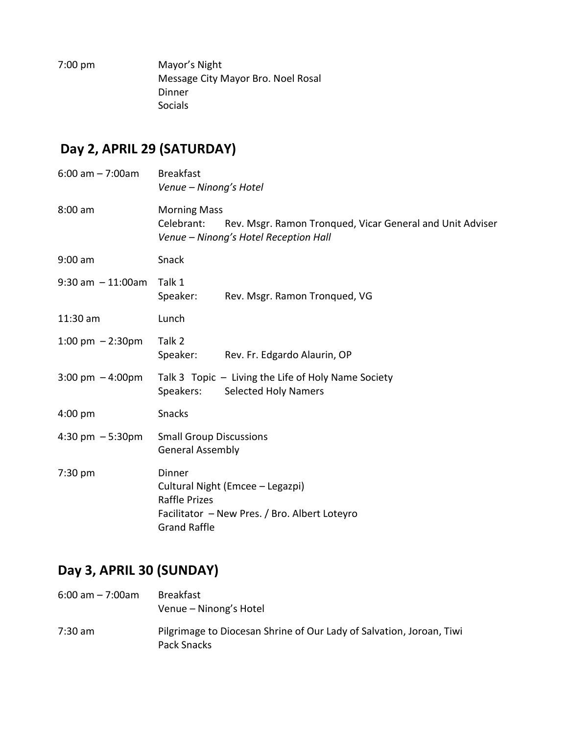| | |
|---|---|
| 7:00 pm | Mayor's Night<br>Message City Mayor Bro. Noel Rosal<br>Dinner<br>Socials |

## Day 2, APRIL 29 (SATURDAY)

| | |
|---|---|
| 6:00 am – 7:00am | Breakfast<br>*Venue – Ninong's Hotel* |
| 8:00 am | Morning Mass<br>Celebrant: Rev. Msgr. Ramon Tronqued, Vicar General and Unit Adviser<br>*Venue – Ninong's Hotel Reception Hall* |
| 9:00 am | Snack |
| 9:30 am – 11:00am | Talk 1<br>Speaker: Rev. Msgr. Ramon Tronqued, VG |
| 11:30 am | Lunch |
| 1:00 pm – 2:30pm | Talk 2<br>Speaker: Rev. Fr. Edgardo Alaurin, OP |
| 3:00 pm – 4:00pm | Talk 3 Topic – Living the Life of Holy Name Society<br>Speakers: Selected Holy Namers |
| 4:00 pm | Snacks |
| 4:30 pm – 5:30pm | Small Group Discussions<br>General Assembly |
| 7:30 pm | Dinner<br>Cultural Night (Emcee – Legazpi)<br>Raffle Prizes<br>Facilitator – New Pres. / Bro. Albert Loteyro<br>Grand Raffle |

## Day 3, APRIL 30 (SUNDAY)

| | |
|---|---|
| 6:00 am – 7:00am | Breakfast<br>Venue – Ninong's Hotel |
| 7:30 am | Pilgrimage to Diocesan Shrine of Our Lady of Salvation, Joroan, Tiwi<br>Pack Snacks |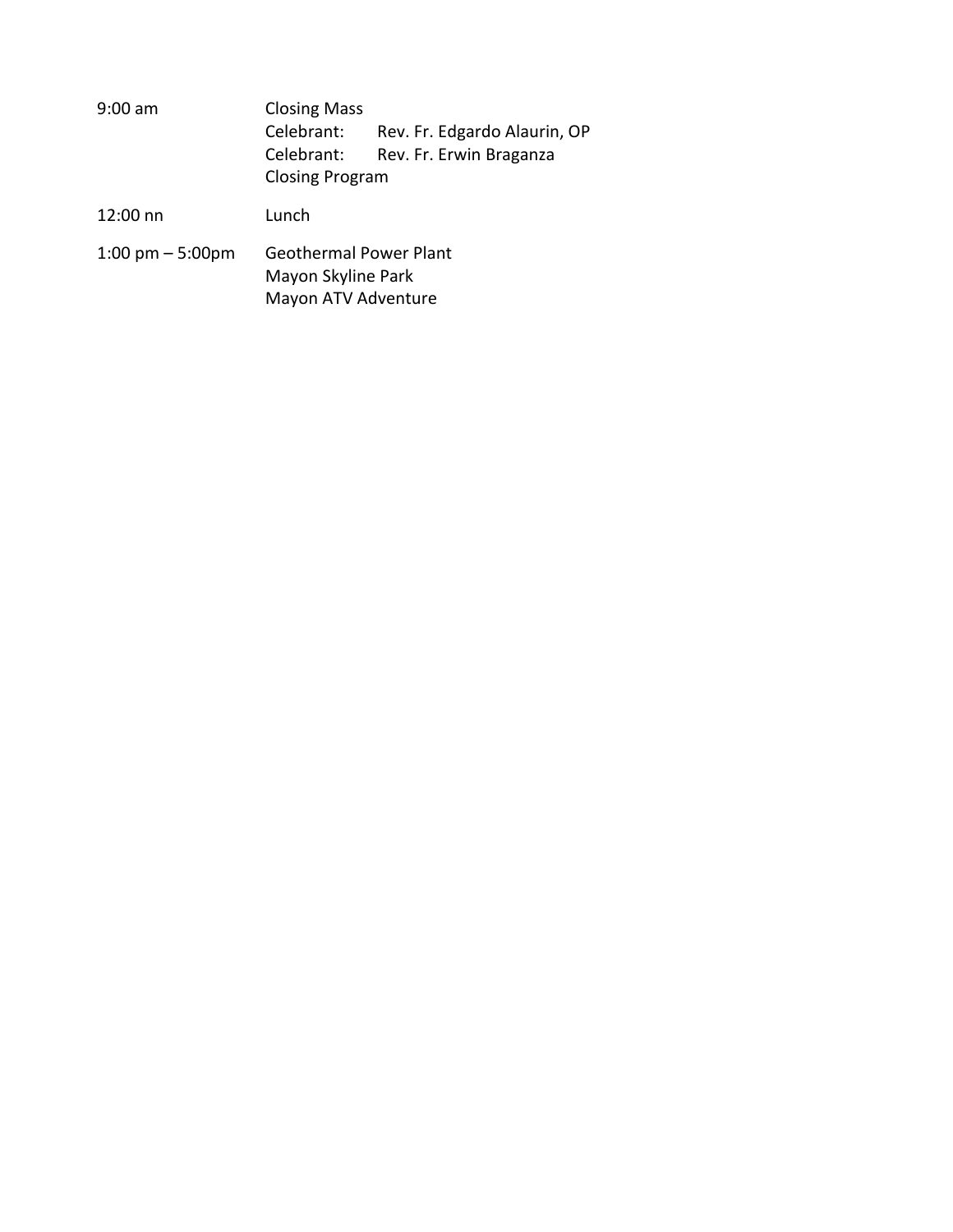| | | | |
|---|---|---|---|
| 9:00 am | Closing Mass | | |
| | Celebrant: | Rev. Fr. Edgardo Alaurin, OP | |
| | Celebrant: | Rev. Fr. Erwin Braganza | |
| | Closing Program | | |
| 12:00 nn | Lunch | | |
| 1:00 pm – 5:00pm | Geothermal Power Plant | | |
| | Mayon Skyline Park | | |
| | Mayon ATV Adventure | | |